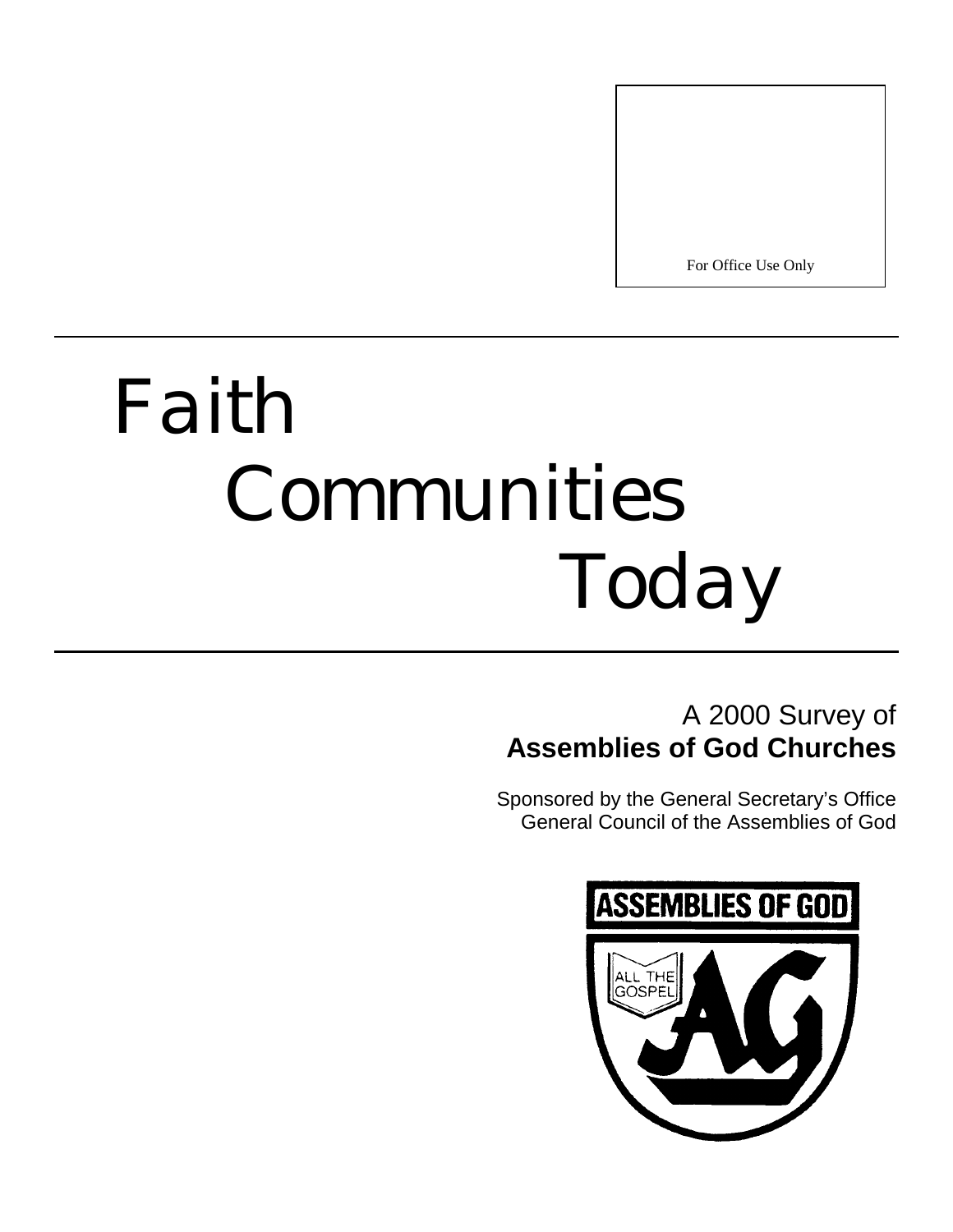For Office Use Only

# Faith Communities Today

A 2000 Survey of
**Assemblies of God Churches**

Sponsored by the General Secretary's Office
General Council of the Assemblies of God

ASSEMBLIES OF GOD

ALL THE GOSPEL

AG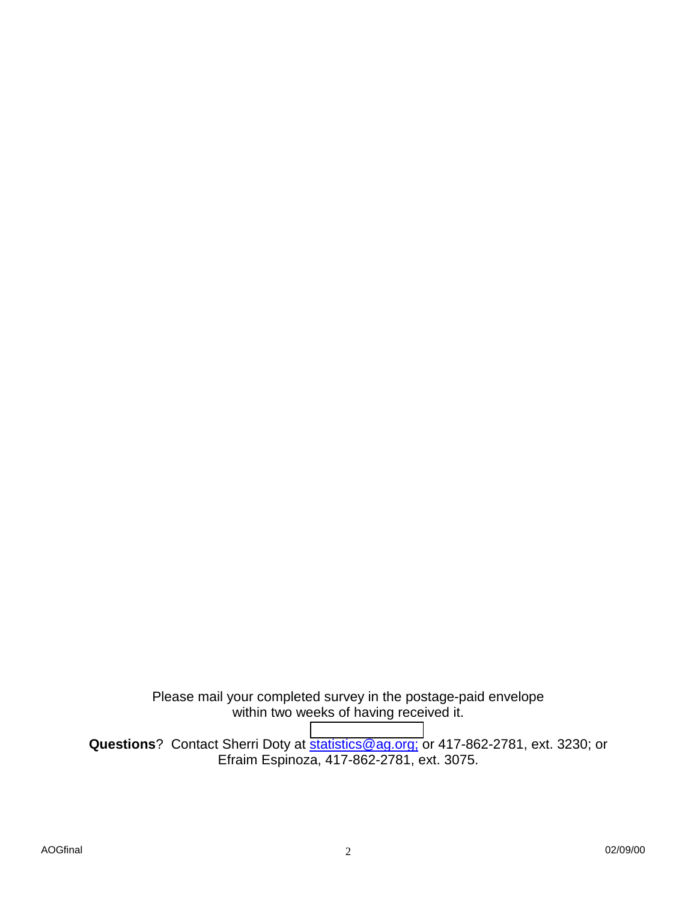Please mail your completed survey in the postage-paid envelope
within two weeks of having received it.

**Questions**? Contact Sherri Doty at statistics@ag.org; or 417-862-2781, ext. 3230; or Efraim Espinoza, 417-862-2781, ext. 3075.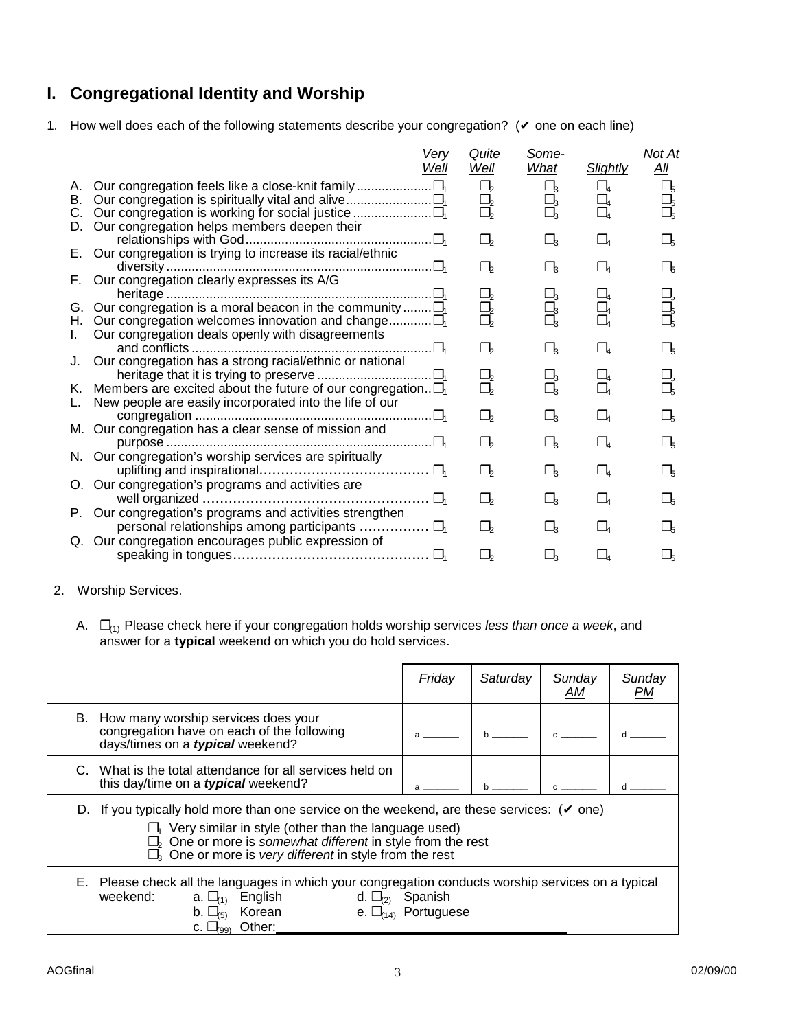## I. Congregational Identity and Worship

1. How well does each of the following statements describe your congregation? (✔ one on each line)

| | Very Well | Quite Well | Some-What | Slightly | Not At All |
|---|---|---|---|---|---|
| A. Our congregation feels like a close-knit family | ☐1 | ☐2 | ☐3 | ☐4 | ☐5 |
| B. Our congregation is spiritually vital and alive | ☐1 | ☐2 | ☐3 | ☐4 | ☐5 |
| C. Our congregation is working for social justice | ☐1 | ☐2 | ☐3 | ☐4 | ☐5 |
| D. Our congregation helps members deepen their relationships with God | ☐1 | ☐2 | ☐3 | ☐4 | ☐5 |
| E. Our congregation is trying to increase its racial/ethnic diversity | ☐1 | ☐2 | ☐3 | ☐4 | ☐5 |
| F. Our congregation clearly expresses its A/G heritage | ☐1 | ☐2 | ☐3 | ☐4 | ☐5 |
| G. Our congregation is a moral beacon in the community | ☐1 | ☐2 | ☐3 | ☐4 | ☐5 |
| H. Our congregation welcomes innovation and change | ☐1 | ☐2 | ☐3 | ☐4 | ☐5 |
| I. Our congregation deals openly with disagreements and conflicts | ☐1 | ☐2 | ☐3 | ☐4 | ☐5 |
| J. Our congregation has a strong racial/ethnic or national heritage that it is trying to preserve | ☐1 | ☐2 | ☐3 | ☐4 | ☐5 |
| K. Members are excited about the future of our congregation | ☐1 | ☐2 | ☐3 | ☐4 | ☐5 |
| L. New people are easily incorporated into the life of our congregation | ☐1 | ☐2 | ☐3 | ☐4 | ☐5 |
| M. Our congregation has a clear sense of mission and purpose | ☐1 | ☐2 | ☐3 | ☐4 | ☐5 |
| N. Our congregation's worship services are spiritually uplifting and inspirational | ☐1 | ☐2 | ☐3 | ☐4 | ☐5 |
| O. Our congregation's programs and activities are well organized | ☐1 | ☐2 | ☐3 | ☐4 | ☐5 |
| P. Our congregation's programs and activities strengthen personal relationships among participants | ☐1 | ☐2 | ☐3 | ☐4 | ☐5 |
| Q. Our congregation encourages public expression of speaking in tongues | ☐1 | ☐2 | ☐3 | ☐4 | ☐5 |

2. Worship Services.

A. ☐(1) Please check here if your congregation holds worship services *less than once a week*, and answer for a **typical** weekend on which you do hold services.

| | Friday | Saturday | Sunday AM | Sunday PM |
|---|---|---|---|---|
| B. How many worship services does your congregation have on each of the following days/times on a ***typical*** weekend? | a ______ | b ______ | c ______ | d ______ |
| C. What is the total attendance for all services held on this day/time on a ***typical*** weekend? | a ______ | b ______ | c ______ | d ______ |

D. If you typically hold more than one service on the weekend, are these services: (✔ one)

- ☐1 Very similar in style (other than the language used)
- ☐2 One or more is *somewhat different* in style from the rest
- ☐3 One or more is *very different* in style from the rest

E. Please check all the languages in which your congregation conducts worship services on a typical weekend:

- a. ☐(1) English
- b. ☐(5) Korean
- c. ☐(99) Other:________________
- d. ☐(2) Spanish
- e. ☐(14) Portuguese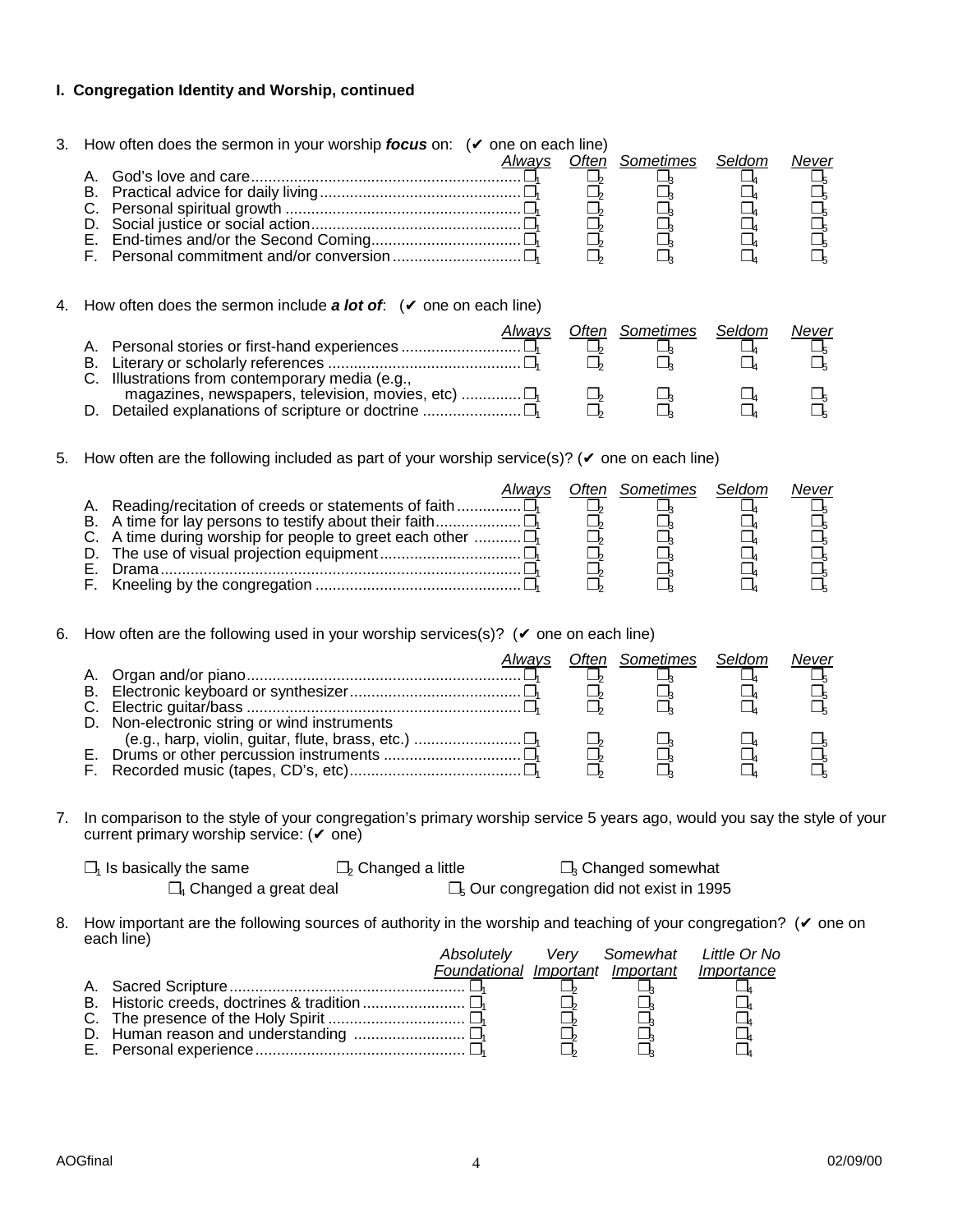**I. Congregation Identity and Worship, continued**

3. How often does the sermon in your worship ***focus*** on: (✔ one on each line)

| | Always | Often | Sometimes | Seldom | Never |
|---|---|---|---|---|---|
| A. God's love and care | ☐1 | ☐2 | ☐3 | ☐4 | ☐5 |
| B. Practical advice for daily living | ☐1 | ☐2 | ☐3 | ☐4 | ☐5 |
| C. Personal spiritual growth | ☐1 | ☐2 | ☐3 | ☐4 | ☐5 |
| D. Social justice or social action | ☐1 | ☐2 | ☐3 | ☐4 | ☐5 |
| E. End-times and/or the Second Coming | ☐1 | ☐2 | ☐3 | ☐4 | ☐5 |
| F. Personal commitment and/or conversion | ☐1 | ☐2 | ☐3 | ☐4 | ☐5 |

4. How often does the sermon include ***a lot of***: (✔ one on each line)

| | Always | Often | Sometimes | Seldom | Never |
|---|---|---|---|---|---|
| A. Personal stories or first-hand experiences | ☐1 | ☐2 | ☐3 | ☐4 | ☐5 |
| B. Literary or scholarly references | ☐1 | ☐2 | ☐3 | ☐4 | ☐5 |
| C. Illustrations from contemporary media (e.g., magazines, newspapers, television, movies, etc) | ☐1 | ☐2 | ☐3 | ☐4 | ☐5 |
| D. Detailed explanations of scripture or doctrine | ☐1 | ☐2 | ☐3 | ☐4 | ☐5 |

5. How often are the following included as part of your worship service(s)? (✔ one on each line)

| | Always | Often | Sometimes | Seldom | Never |
|---|---|---|---|---|---|
| A. Reading/recitation of creeds or statements of faith | ☐1 | ☐2 | ☐3 | ☐4 | ☐5 |
| B. A time for lay persons to testify about their faith | ☐1 | ☐2 | ☐3 | ☐4 | ☐5 |
| C. A time during worship for people to greet each other | ☐1 | ☐2 | ☐3 | ☐4 | ☐5 |
| D. The use of visual projection equipment | ☐1 | ☐2 | ☐3 | ☐4 | ☐5 |
| E. Drama | ☐1 | ☐2 | ☐3 | ☐4 | ☐5 |
| F. Kneeling by the congregation | ☐1 | ☐2 | ☐3 | ☐4 | ☐5 |

6. How often are the following used in your worship services(s)? (✔ one on each line)

| | Always | Often | Sometimes | Seldom | Never |
|---|---|---|---|---|---|
| A. Organ and/or piano | ☐1 | ☐2 | ☐3 | ☐4 | ☐5 |
| B. Electronic keyboard or synthesizer | ☐1 | ☐2 | ☐3 | ☐4 | ☐5 |
| C. Electric guitar/bass | ☐1 | ☐2 | ☐3 | ☐4 | ☐5 |
| D. Non-electronic string or wind instruments (e.g., harp, violin, guitar, flute, brass, etc.) | ☐1 | ☐2 | ☐3 | ☐4 | ☐5 |
| E. Drums or other percussion instruments | ☐1 | ☐2 | ☐3 | ☐4 | ☐5 |
| F. Recorded music (tapes, CD's, etc) | ☐1 | ☐2 | ☐3 | ☐4 | ☐5 |

7. In comparison to the style of your congregation's primary worship service 5 years ago, would you say the style of your current primary worship service: (✔ one)

☐1 Is basically the same  ☐2 Changed a little  ☐3 Changed somewhat
☐4 Changed a great deal  ☐5 Our congregation did not exist in 1995

8. How important are the following sources of authority in the worship and teaching of your congregation? (✔ one on each line)

| | Absolutely Foundational | Very Important | Somewhat Important | Little Or No Importance |
|---|---|---|---|---|
| A. Sacred Scripture | ☐1 | ☐2 | ☐3 | ☐4 |
| B. Historic creeds, doctrines & tradition | ☐1 | ☐2 | ☐3 | ☐4 |
| C. The presence of the Holy Spirit | ☐1 | ☐2 | ☐3 | ☐4 |
| D. Human reason and understanding | ☐1 | ☐2 | ☐3 | ☐4 |
| E. Personal experience | ☐1 | ☐2 | ☐3 | ☐4 |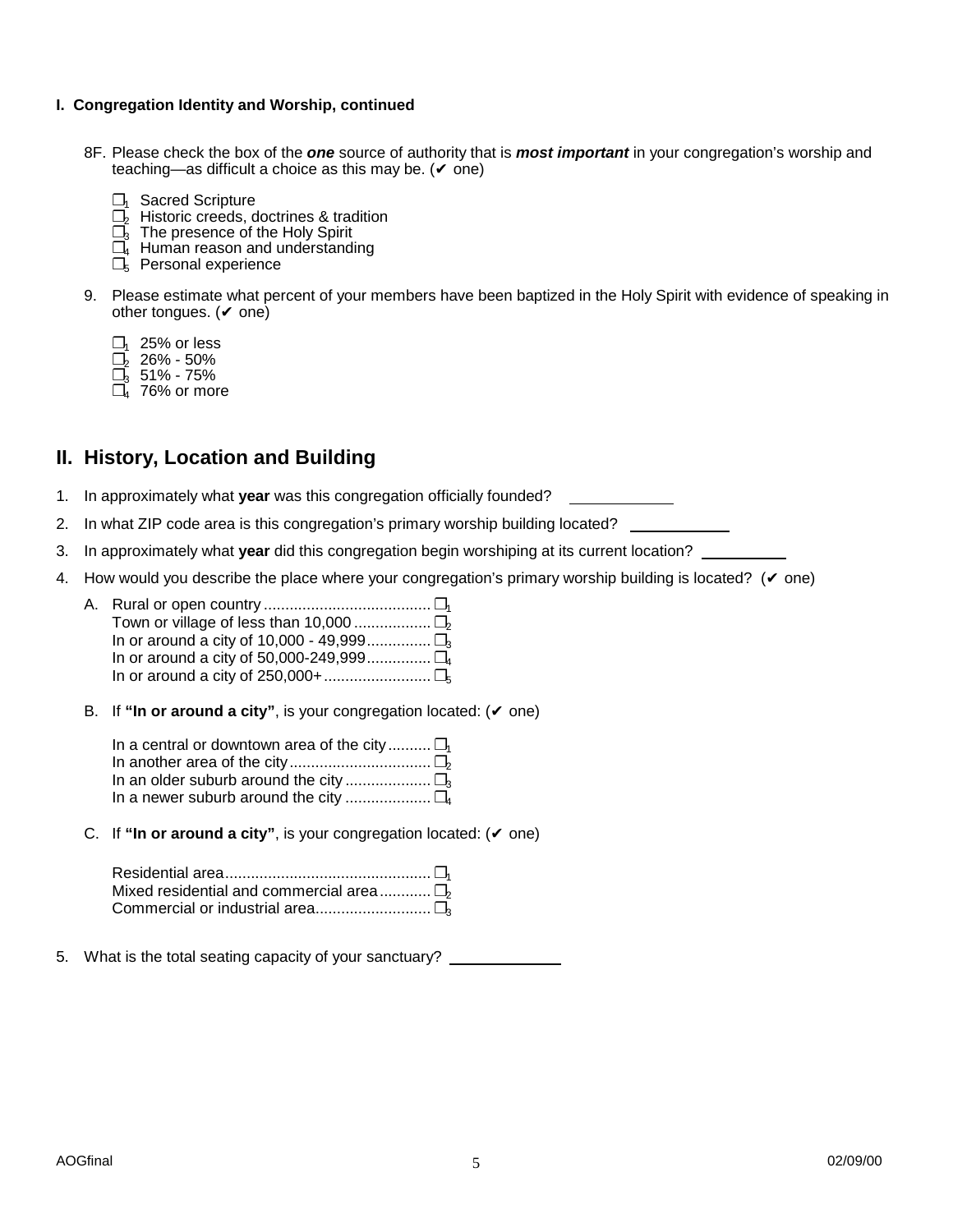**I. Congregation Identity and Worship, continued**

8F. Please check the box of the ***one*** source of authority that is ***most important*** in your congregation's worship and teaching—as difficult a choice as this may be. (✔ one)

- ❑1 Sacred Scripture
- ❑2 Historic creeds, doctrines & tradition
- ❑3 The presence of the Holy Spirit
- ❑4 Human reason and understanding
- ❑5 Personal experience

9. Please estimate what percent of your members have been baptized in the Holy Spirit with evidence of speaking in other tongues. (✔ one)

- ❑1 25% or less
- ❑2 26% - 50%
- ❑3 51% - 75%
- ❑4 76% or more

## II. History, Location and Building

1. In approximately what **year** was this congregation officially founded? ____________
2. In what ZIP code area is this congregation's primary worship building located? ____________
3. In approximately what **year** did this congregation begin worshiping at its current location? __________
4. How would you describe the place where your congregation's primary worship building is located? (✔ one)

   A. Rural or open country ........................................ ❑1
   Town or village of less than 10,000 .................. ❑2
   In or around a city of 10,000 - 49,999............... ❑3
   In or around a city of 50,000-249,999............... ❑4
   In or around a city of 250,000+......................... ❑5

   B. If **"In or around a city"**, is your congregation located: (✔ one)

   In a central or downtown area of the city.......... ❑1
   In another area of the city................................. ❑2
   In an older suburb around the city .................... ❑3
   In a newer suburb around the city .................... ❑4

   C. If **"In or around a city"**, is your congregation located: (✔ one)

   Residential area................................................ ❑1
   Mixed residential and commercial area............ ❑2
   Commercial or industrial area........................... ❑3

5. What is the total seating capacity of your sanctuary? _____________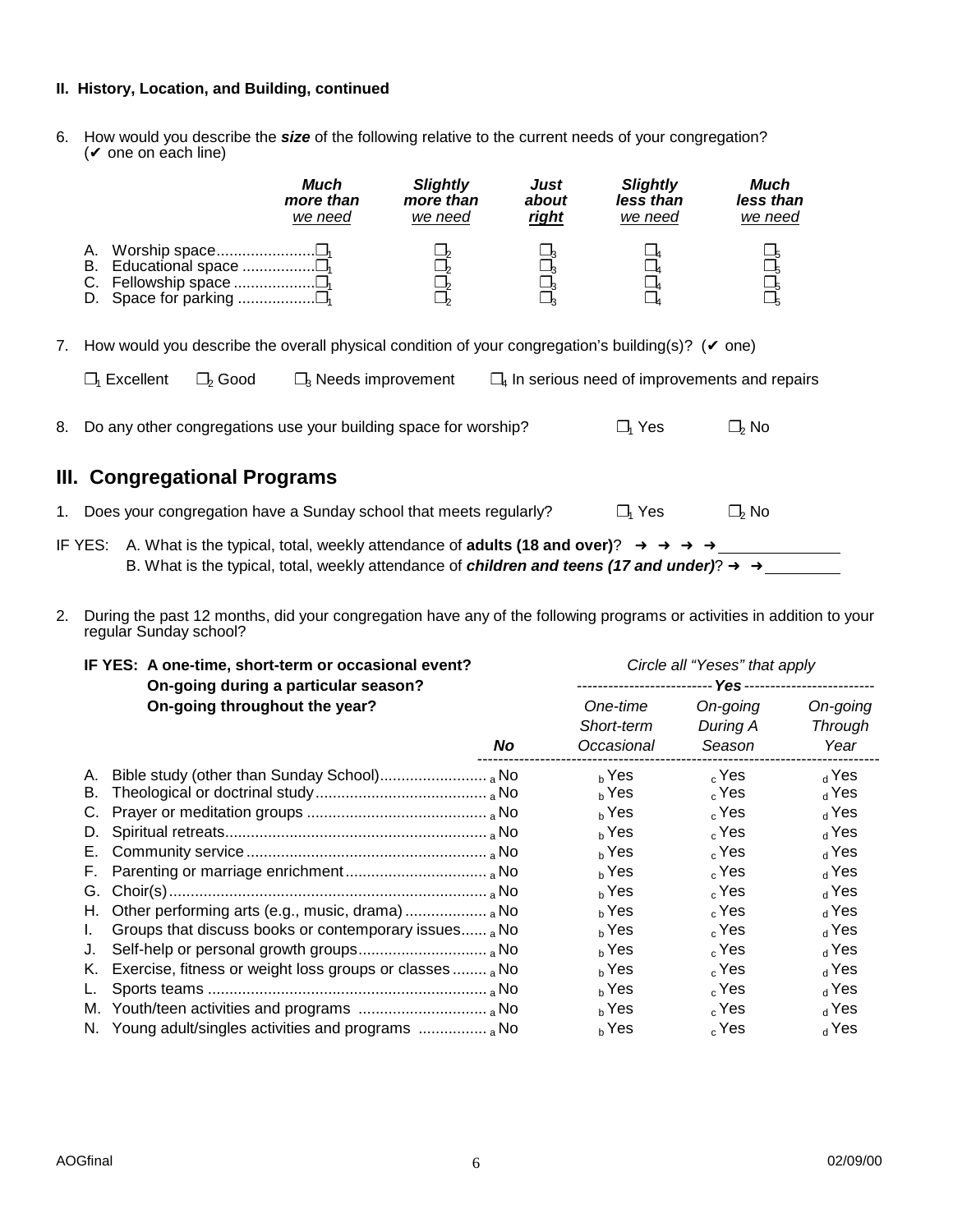**II. History, Location, and Building, continued**

6. How would you describe the ***size*** of the following relative to the current needs of your congregation? (✔ one on each line)

| | *Much more than we need* | *Slightly more than we need* | *Just about right* | *Slightly less than we need* | *Much less than we need* |
|---|---|---|---|---|---|
| A. Worship space | ☐1 | ☐2 | ☐3 | ☐4 | ☐5 |
| B. Educational space | ☐1 | ☐2 | ☐3 | ☐4 | ☐5 |
| C. Fellowship space | ☐1 | ☐2 | ☐3 | ☐4 | ☐5 |
| D. Space for parking | ☐1 | ☐2 | ☐3 | ☐4 | ☐5 |

7. How would you describe the overall physical condition of your congregation's building(s)? (✔ one)

   ☐1 Excellent ☐2 Good ☐3 Needs improvement ☐4 In serious need of improvements and repairs

8. Do any other congregations use your building space for worship? ☐1 Yes ☐2 No

## III. Congregational Programs

1. Does your congregation have a Sunday school that meets regularly? ☐1 Yes ☐2 No

IF YES: A. What is the typical, total, weekly attendance of **adults (18 and over)**? ➜ ➜ ➜ ➜ \_\_\_\_\_\_\_\_\_\_

B. What is the typical, total, weekly attendance of ***children and teens (17 and under)***? ➜ ➜ \_\_\_\_\_\_\_\_

2. During the past 12 months, did your congregation have any of the following programs or activities in addition to your regular Sunday school?

**IF YES: A one-time, short-term or occasional event? On-going during a particular season? On-going throughout the year?**

*Circle all "Yeses" that apply*

| | **No** | *Yes* — *One-time Short-term Occasional* | *Yes* — *On-going During A Season* | *Yes* — *On-going Through Year* |
|---|---|---|---|---|
| A. Bible study (other than Sunday School) | a No | b Yes | c Yes | d Yes |
| B. Theological or doctrinal study | a No | b Yes | c Yes | d Yes |
| C. Prayer or meditation groups | a No | b Yes | c Yes | d Yes |
| D. Spiritual retreats | a No | b Yes | c Yes | d Yes |
| E. Community service | a No | b Yes | c Yes | d Yes |
| F. Parenting or marriage enrichment | a No | b Yes | c Yes | d Yes |
| G. Choir(s) | a No | b Yes | c Yes | d Yes |
| H. Other performing arts (e.g., music, drama) | a No | b Yes | c Yes | d Yes |
| I. Groups that discuss books or contemporary issues | a No | b Yes | c Yes | d Yes |
| J. Self-help or personal growth groups | a No | b Yes | c Yes | d Yes |
| K. Exercise, fitness or weight loss groups or classes | a No | b Yes | c Yes | d Yes |
| L. Sports teams | a No | b Yes | c Yes | d Yes |
| M. Youth/teen activities and programs | a No | b Yes | c Yes | d Yes |
| N. Young adult/singles activities and programs | a No | b Yes | c Yes | d Yes |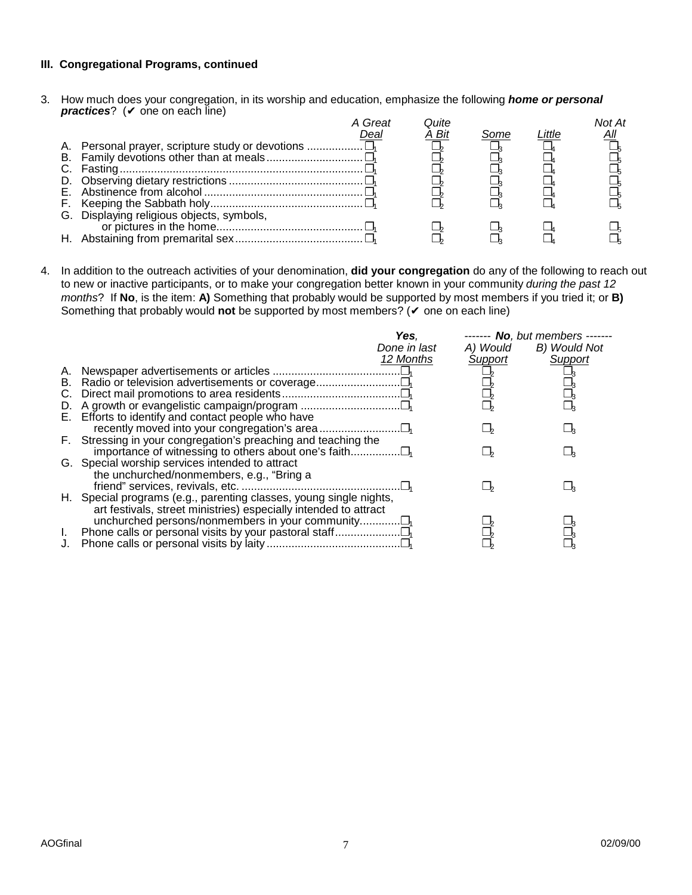**III. Congregational Programs, continued**

3. How much does your congregation, in its worship and education, emphasize the following ***home or personal practices***? (✔ one on each line)

| | A Great Deal | Quite A Bit | Some | Little | Not At All |
|---|---|---|---|---|---|
| A. Personal prayer, scripture study or devotions | ☐1 | ☐2 | ☐3 | ☐4 | ☐5 |
| B. Family devotions other than at meals | ☐1 | ☐2 | ☐3 | ☐4 | ☐5 |
| C. Fasting | ☐1 | ☐2 | ☐3 | ☐4 | ☐5 |
| D. Observing dietary restrictions | ☐1 | ☐2 | ☐3 | ☐4 | ☐5 |
| E. Abstinence from alcohol | ☐1 | ☐2 | ☐3 | ☐4 | ☐5 |
| F. Keeping the Sabbath holy | ☐1 | ☐2 | ☐3 | ☐4 | ☐5 |
| G. Displaying religious objects, symbols, or pictures in the home | ☐1 | ☐2 | ☐3 | ☐4 | ☐5 |
| H. Abstaining from premarital sex | ☐1 | ☐2 | ☐3 | ☐4 | ☐5 |

4. In addition to the outreach activities of your denomination, **did your congregation** do any of the following to reach out to new or inactive participants, or to make your congregation better known in your community *during the past 12 months*? If **No**, is the item: **A)** Something that probably would be supported by most members if you tried it; or **B)** Something that probably would **not** be supported by most members? (✔ one on each line)

| | ***Yes***, Done in last 12 Months | ------- ***No***, but members ------- A) Would Support | B) Would Not Support |
|---|---|---|---|
| A. Newspaper advertisements or articles | ☐1 | ☐2 | ☐3 |
| B. Radio or television advertisements or coverage | ☐1 | ☐2 | ☐3 |
| C. Direct mail promotions to area residents | ☐1 | ☐2 | ☐3 |
| D. A growth or evangelistic campaign/program | ☐1 | ☐2 | ☐3 |
| E. Efforts to identify and contact people who have recently moved into your congregation's area | ☐1 | ☐2 | ☐3 |
| F. Stressing in your congregation's preaching and teaching the importance of witnessing to others about one's faith | ☐1 | ☐2 | ☐3 |
| G. Special worship services intended to attract the unchurched/nonmembers, e.g., "Bring a friend" services, revivals, etc. | ☐1 | ☐2 | ☐3 |
| H. Special programs (e.g., parenting classes, young single nights, art festivals, street ministries) especially intended to attract unchurched persons/nonmembers in your community | ☐1 | ☐2 | ☐3 |
| I. Phone calls or personal visits by your pastoral staff | ☐1 | ☐2 | ☐3 |
| J. Phone calls or personal visits by laity | ☐1 | ☐2 | ☐3 |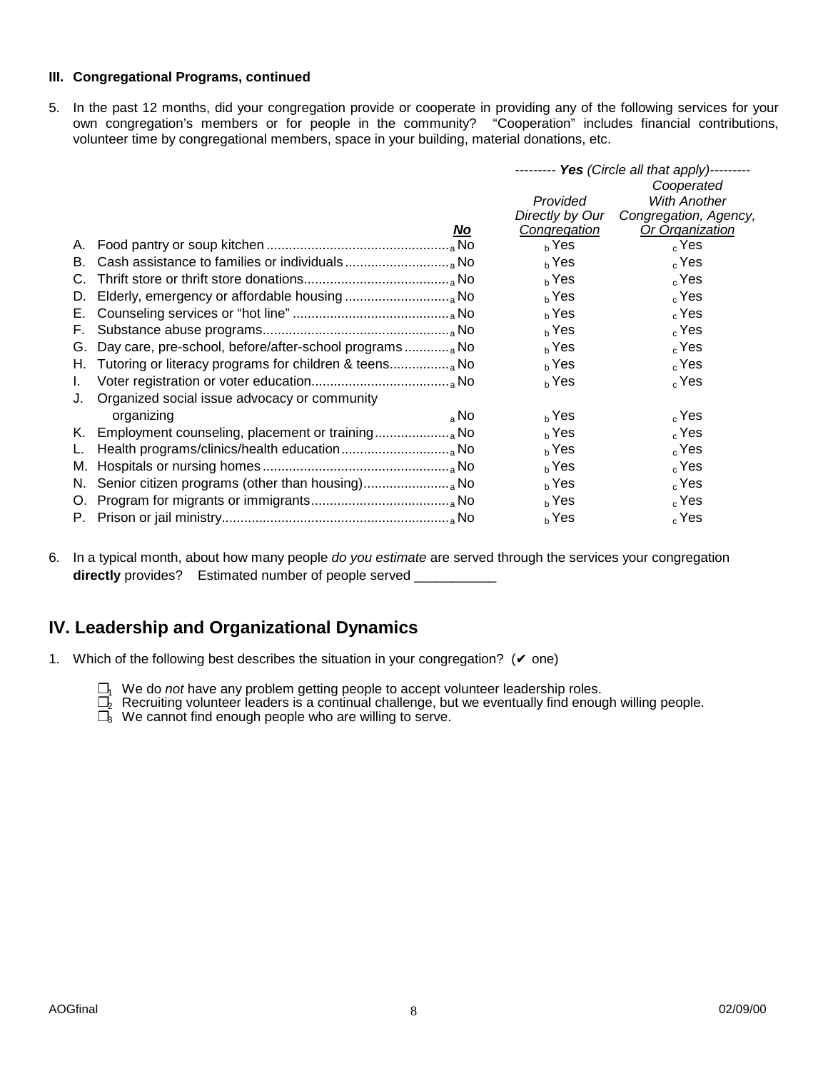**III. Congregational Programs, continued**

5. In the past 12 months, did your congregation provide or cooperate in providing any of the following services for your own congregation's members or for people in the community? "Cooperation" includes financial contributions, volunteer time by congregational members, space in your building, material donations, etc.

| | | --------- ***Yes*** *(Circle all that apply)*--------- | |
|---|---|---|---|
| | ***No*** | *Provided Directly by Our Congregation* | *Cooperated With Another Congregation, Agency, Or Organization* |
| A. Food pantry or soup kitchen | a No | b Yes | c Yes |
| B. Cash assistance to families or individuals | a No | b Yes | c Yes |
| C. Thrift store or thrift store donations | a No | b Yes | c Yes |
| D. Elderly, emergency or affordable housing | a No | b Yes | c Yes |
| E. Counseling services or "hot line" | a No | b Yes | c Yes |
| F. Substance abuse programs | a No | b Yes | c Yes |
| G. Day care, pre-school, before/after-school programs | a No | b Yes | c Yes |
| H. Tutoring or literacy programs for children & teens | a No | b Yes | c Yes |
| I. Voter registration or voter education | a No | b Yes | c Yes |
| J. Organized social issue advocacy or community organizing | a No | b Yes | c Yes |
| K. Employment counseling, placement or training | a No | b Yes | c Yes |
| L. Health programs/clinics/health education | a No | b Yes | c Yes |
| M. Hospitals or nursing homes | a No | b Yes | c Yes |
| N. Senior citizen programs (other than housing) | a No | b Yes | c Yes |
| O. Program for migrants or immigrants | a No | b Yes | c Yes |
| P. Prison or jail ministry | a No | b Yes | c Yes |

6. In a typical month, about how many people *do you estimate* are served through the services your congregation **directly** provides? Estimated number of people served ___________

## IV. Leadership and Organizational Dynamics

1. Which of the following best describes the situation in your congregation? (✔ one)

   ☐1 We do *not* have any problem getting people to accept volunteer leadership roles.
   ☐2 Recruiting volunteer leaders is a continual challenge, but we eventually find enough willing people.
   ☐3 We cannot find enough people who are willing to serve.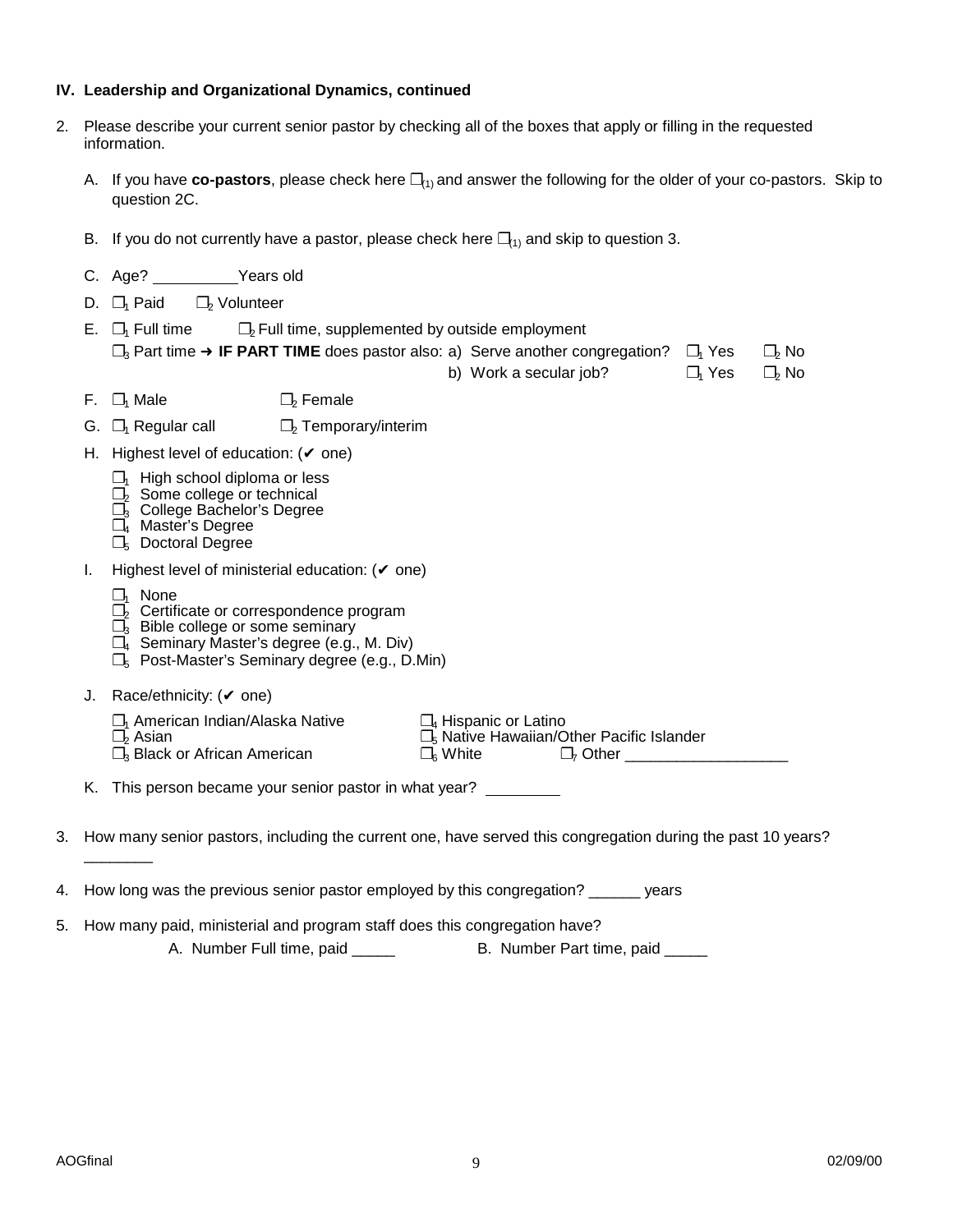**IV. Leadership and Organizational Dynamics, continued**

2. Please describe your current senior pastor by checking all of the boxes that apply or filling in the requested information.

   A. If you have **co-pastors**, please check here ❑(1) and answer the following for the older of your co-pastors. Skip to question 2C.

   B. If you do not currently have a pastor, please check here ❑(1) and skip to question 3.

   C. Age? __________Years old

   D. ❑1 Paid ❑2 Volunteer

   E. ❑1 Full time ❑2 Full time, supplemented by outside employment
      ❑3 Part time ➔ **IF PART TIME** does pastor also: a) Serve another congregation? ❑1 Yes ❑2 No
      b) Work a secular job? ❑1 Yes ❑2 No

   F. ❑1 Male ❑2 Female

   G. ❑1 Regular call ❑2 Temporary/interim

   H. Highest level of education: (✔ one)

      ❑1 High school diploma or less
      ❑2 Some college or technical
      ❑3 College Bachelor's Degree
      ❑4 Master's Degree
      ❑5 Doctoral Degree

   I. Highest level of ministerial education: (✔ one)

      ❑1 None
      ❑2 Certificate or correspondence program
      ❑3 Bible college or some seminary
      ❑4 Seminary Master's degree (e.g., M. Div)
      ❑5 Post-Master's Seminary degree (e.g., D.Min)

   J. Race/ethnicity: (✔ one)

      ❑1 American Indian/Alaska Native
      ❑2 Asian
      ❑3 Black or African American
      ❑4 Hispanic or Latino
      ❑5 Native Hawaiian/Other Pacific Islander
      ❑6 White
      ❑7 Other ___________________

   K. This person became your senior pastor in what year? ________

3. How many senior pastors, including the current one, have served this congregation during the past 10 years? ________

4. How long was the previous senior pastor employed by this congregation? ______ years

5. How many paid, ministerial and program staff does this congregation have?

   A. Number Full time, paid _____ B. Number Part time, paid _____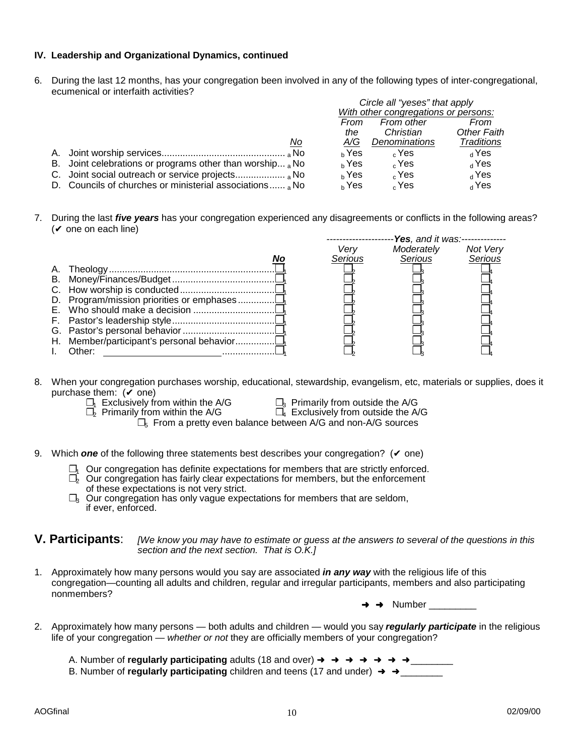**IV. Leadership and Organizational Dynamics, continued**

6. During the last 12 months, has your congregation been involved in any of the following types of inter-congregational, ecumenical or interfaith activities?

| | No | *Circle all "yeses" that apply* *With other congregations or persons:* From the A/G | From other Christian Denominations | From Other Faith Traditions |
|---|---|---|---|---|
| A. Joint worship services | a No | b Yes | c Yes | d Yes |
| B. Joint celebrations or programs other than worship | a No | b Yes | c Yes | d Yes |
| C. Joint social outreach or service projects | a No | b Yes | c Yes | d Yes |
| D. Councils of churches or ministerial associations | a No | b Yes | c Yes | d Yes |

7. During the last ***five years*** has your congregation experienced any disagreements or conflicts in the following areas? (✔ one on each line)

| | | ***Yes**, and it was:* | | |
|---|---|---|---|---|
| | **No** | Very Serious | Moderately Serious | Not Very Serious |
| A. Theology | ☐1 | ☐2 | ☐3 | ☐4 |
| B. Money/Finances/Budget | ☐1 | ☐2 | ☐3 | ☐4 |
| C. How worship is conducted | ☐1 | ☐2 | ☐3 | ☐4 |
| D. Program/mission priorities or emphases | ☐1 | ☐2 | ☐3 | ☐4 |
| E. Who should make a decision | ☐1 | ☐2 | ☐3 | ☐4 |
| F. Pastor's leadership style | ☐1 | ☐2 | ☐3 | ☐4 |
| G. Pastor's personal behavior | ☐1 | ☐2 | ☐3 | ☐4 |
| H. Member/participant's personal behavior | ☐1 | ☐2 | ☐3 | ☐4 |
| I. Other: ______________________ | ☐1 | ☐2 | ☐3 | ☐4 |

8. When your congregation purchases worship, educational, stewardship, evangelism, etc, materials or supplies, does it purchase them: (✔ one)

   ☐1 Exclusively from within the A/G
   ☐2 Primarily from within the A/G
   ☐3 Primarily from outside the A/G
   ☐4 Exclusively from outside the A/G
   ☐5 From a pretty even balance between A/G and non-A/G sources

9. Which ***one*** of the following three statements best describes your congregation? (✔ one)

   ☐1 Our congregation has definite expectations for members that are strictly enforced.
   ☐2 Our congregation has fairly clear expectations for members, but the enforcement of these expectations is not very strict.
   ☐3 Our congregation has only vague expectations for members that are seldom, if ever, enforced.

## V. Participants:

*[We know you may have to estimate or guess at the answers to several of the questions in this section and the next section. That is O.K.]*

1. Approximately how many persons would you say are associated ***in any way*** with the religious life of this congregation—counting all adults and children, regular and irregular participants, members and also participating nonmembers?

   ➜ ➜ Number _________

2. Approximately how many persons — both adults and children — would you say ***regularly participate*** in the religious life of your congregation — *whether or not* they are officially members of your congregation?

   A. Number of **regularly participating** adults (18 and over) ➜ ➜ ➜ ➜ ➜ ➜ ➜ ________
   B. Number of **regularly participating** children and teens (17 and under) ➜ ➜ ________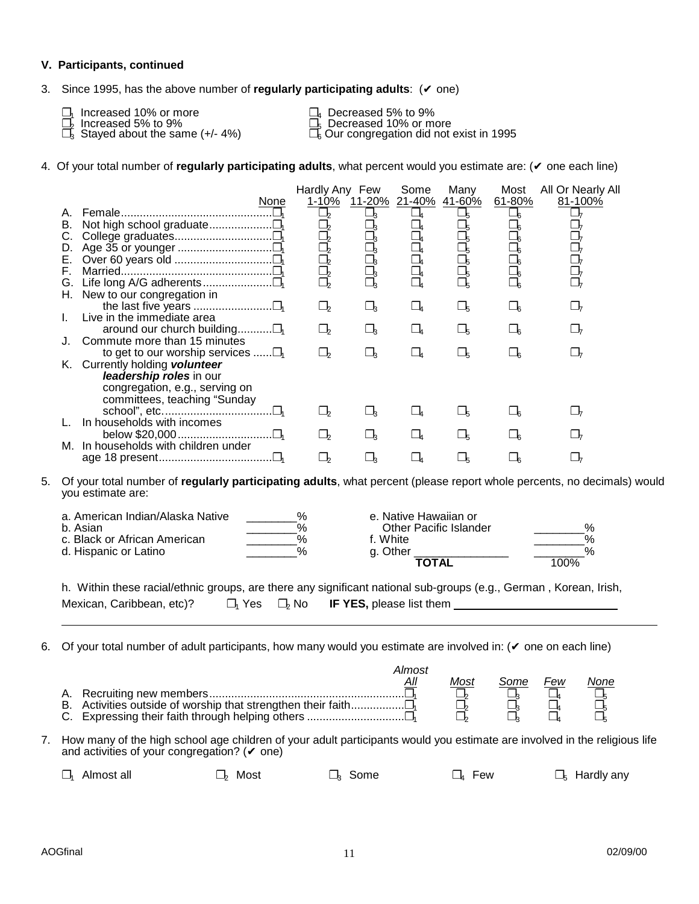**V. Participants, continued**

3. Since 1995, has the above number of **regularly participating adults**: (✔ one)

- ☐1 Increased 10% or more
- ☐2 Increased 5% to 9%
- ☐3 Stayed about the same (+/- 4%)
- ☐4 Decreased 5% to 9%
- ☐5 Decreased 10% or more
- ☐6 Our congregation did not exist in 1995

4. Of your total number of **regularly participating adults**, what percent would you estimate are: (✔ one each line)

| | None | Hardly Any 1-10% | Few 11-20% | Some 21-40% | Many 41-60% | Most 61-80% | All Or Nearly All 81-100% |
|---|---|---|---|---|---|---|---|
| A. Female | ☐1 | ☐2 | ☐3 | ☐4 | ☐5 | ☐6 | ☐7 |
| B. Not high school graduate | ☐1 | ☐2 | ☐3 | ☐4 | ☐5 | ☐6 | ☐7 |
| C. College graduates | ☐1 | ☐2 | ☐3 | ☐4 | ☐5 | ☐6 | ☐7 |
| D. Age 35 or younger | ☐1 | ☐2 | ☐3 | ☐4 | ☐5 | ☐6 | ☐7 |
| E. Over 60 years old | ☐1 | ☐2 | ☐3 | ☐4 | ☐5 | ☐6 | ☐7 |
| F. Married | ☐1 | ☐2 | ☐3 | ☐4 | ☐5 | ☐6 | ☐7 |
| G. Life long A/G adherents | ☐1 | ☐2 | ☐3 | ☐4 | ☐5 | ☐6 | ☐7 |
| H. New to our congregation in the last five years | ☐1 | ☐2 | ☐3 | ☐4 | ☐5 | ☐6 | ☐7 |
| I. Live in the immediate area around our church building | ☐1 | ☐2 | ☐3 | ☐4 | ☐5 | ☐6 | ☐7 |
| J. Commute more than 15 minutes to get to our worship services | ☐1 | ☐2 | ☐3 | ☐4 | ☐5 | ☐6 | ☐7 |
| K. Currently holding ***volunteer leadership roles*** in our congregation, e.g., serving on committees, teaching "Sunday school", etc. | ☐1 | ☐2 | ☐3 | ☐4 | ☐5 | ☐6 | ☐7 |
| L. In households with incomes below $20,000 | ☐1 | ☐2 | ☐3 | ☐4 | ☐5 | ☐6 | ☐7 |
| M. In households with children under age 18 present | ☐1 | ☐2 | ☐3 | ☐4 | ☐5 | ☐6 | ☐7 |

5. Of your total number of **regularly participating adults**, what percent (please report whole percents, no decimals) would you estimate are:

| | | | |
|---|---|---|---|
| a. American Indian/Alaska Native | _______% | e. Native Hawaiian or Other Pacific Islander | _______% |
| b. Asian | _______% | f. White | _______% |
| c. Black or African American | _______% | g. Other _______________ | _______% |
| d. Hispanic or Latino | _______% | **TOTAL** | 100% |

h. Within these racial/ethnic groups, are there any significant national sub-groups (e.g., German , Korean, Irish, Mexican, Caribbean, etc)? ☐1 Yes ☐2 No **IF YES,** please list them ___________________________

_______________________________________________________________________________

6. Of your total number of adult participants, how many would you estimate are involved in: (✔ one on each line)

| | *Almost All* | *Most* | *Some* | *Few* | *None* |
|---|---|---|---|---|---|
| A. Recruiting new members | ☐1 | ☐2 | ☐3 | ☐4 | ☐5 |
| B. Activities outside of worship that strengthen their faith | ☐1 | ☐2 | ☐3 | ☐4 | ☐5 |
| C. Expressing their faith through helping others | ☐1 | ☐2 | ☐3 | ☐4 | ☐5 |

7. How many of the high school age children of your adult participants would you estimate are involved in the religious life and activities of your congregation? (✔ one)

☐1 Almost all ☐2 Most ☐3 Some ☐4 Few ☐5 Hardly any

AOGfinal 02/09/00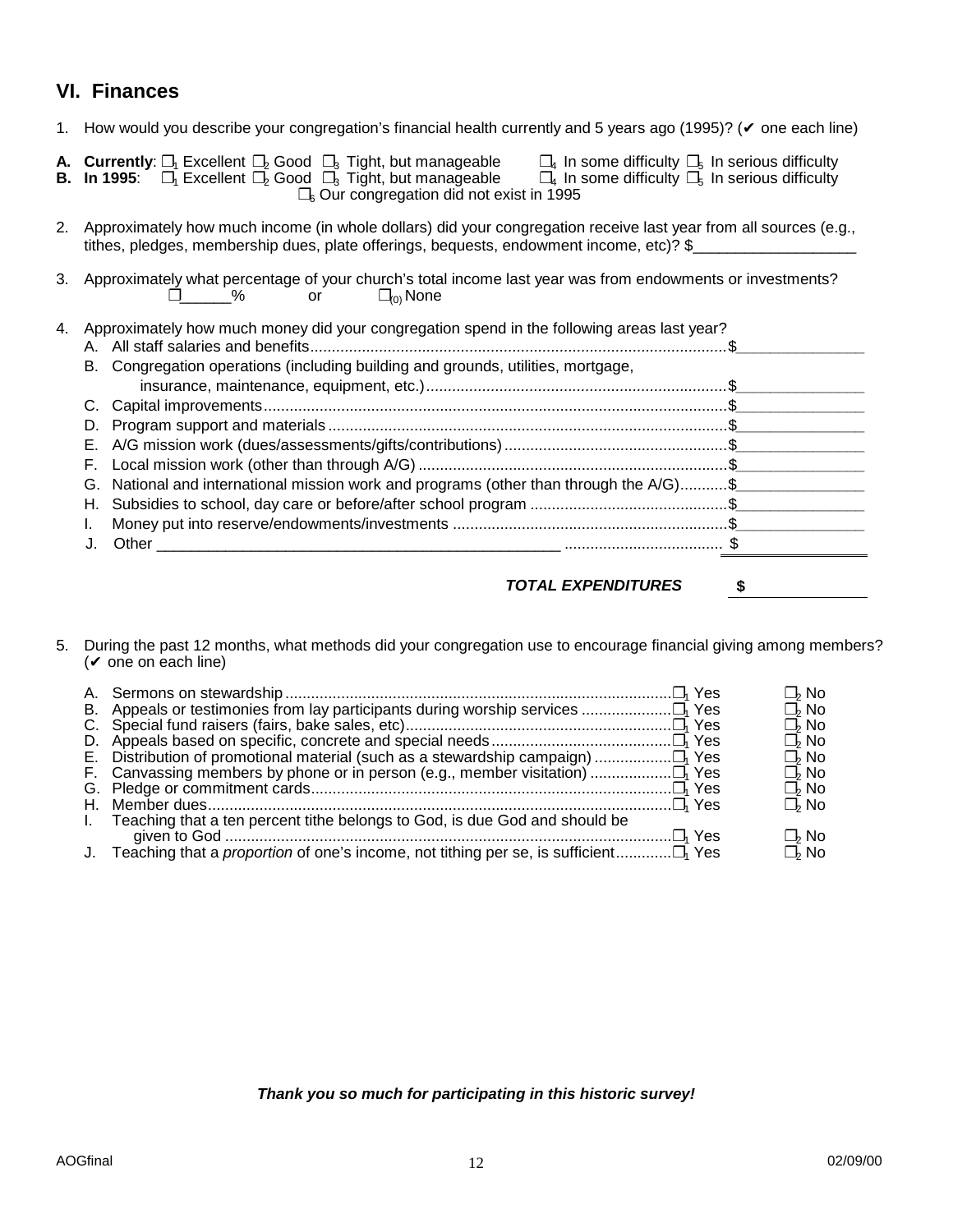## VI. Finances

1. How would you describe your congregation's financial health currently and 5 years ago (1995)? (✔ one each line)

**A. Currently**: ❑1 Excellent ❑2 Good ❑3 Tight, but manageable ❑4 In some difficulty ❑5 In serious difficulty
**B. In 1995**: ❑1 Excellent ❑2 Good ❑3 Tight, but manageable ❑4 In some difficulty ❑5 In serious difficulty
❑6 Our congregation did not exist in 1995

2. Approximately how much income (in whole dollars) did your congregation receive last year from all sources (e.g., tithes, pledges, membership dues, plate offerings, bequests, endowment income, etc)? $__________________

3. Approximately what percentage of your church's total income last year was from endowments or investments?
❑______% or ❑(0) None

4. Approximately how much money did your congregation spend in the following areas last year?
   A. All staff salaries and benefits........................................................................................$_______________
   B. Congregation operations (including building and grounds, utilities, mortgage, insurance, maintenance, equipment, etc.)......................................................................$_______________
   C. Capital improvements...........................................................................................$_______________
   D. Program support and materials............................................................................$_______________
   E. A/G mission work (dues/assessments/gifts/contributions)....................................................$_______________
   F. Local mission work (other than through A/G).......................................................................$_______________
   G. National and international mission work and programs (other than through the A/G)...........$_______________
   H. Subsidies to school, day care or before/after school program ..............................................$_______________
   I. Money put into reserve/endowments/investments ................................................................$_______________
   J. Other ___________________________________________________ .................................... $_______________

***TOTAL EXPENDITURES*** **$**_______________

5. During the past 12 months, what methods did your congregation use to encourage financial giving among members? (✔ one on each line)

   A. Sermons on stewardship..........................................................................................❑1 Yes ❑2 No
   B. Appeals or testimonies from lay participants during worship services .....................❑1 Yes ❑2 No
   C. Special fund raisers (fairs, bake sales, etc)..............................................................❑1 Yes ❑2 No
   D. Appeals based on specific, concrete and special needs..........................................❑1 Yes ❑2 No
   E. Distribution of promotional material (such as a stewardship campaign) ..................❑1 Yes ❑2 No
   F. Canvassing members by phone or in person (e.g., member visitation) ...................❑1 Yes ❑2 No
   G. Pledge or commitment cards....................................................................................❑1 Yes ❑2 No
   H. Member dues............................................................................................................❑1 Yes ❑2 No
   I. Teaching that a ten percent tithe belongs to God, is due God and should be given to God ........................................................................................................❑1 Yes ❑2 No
   J. Teaching that a *proportion* of one's income, not tithing per se, is sufficient.............❑1 Yes ❑2 No

***Thank you so much for participating in this historic survey!***

AOGfinal 02/09/00